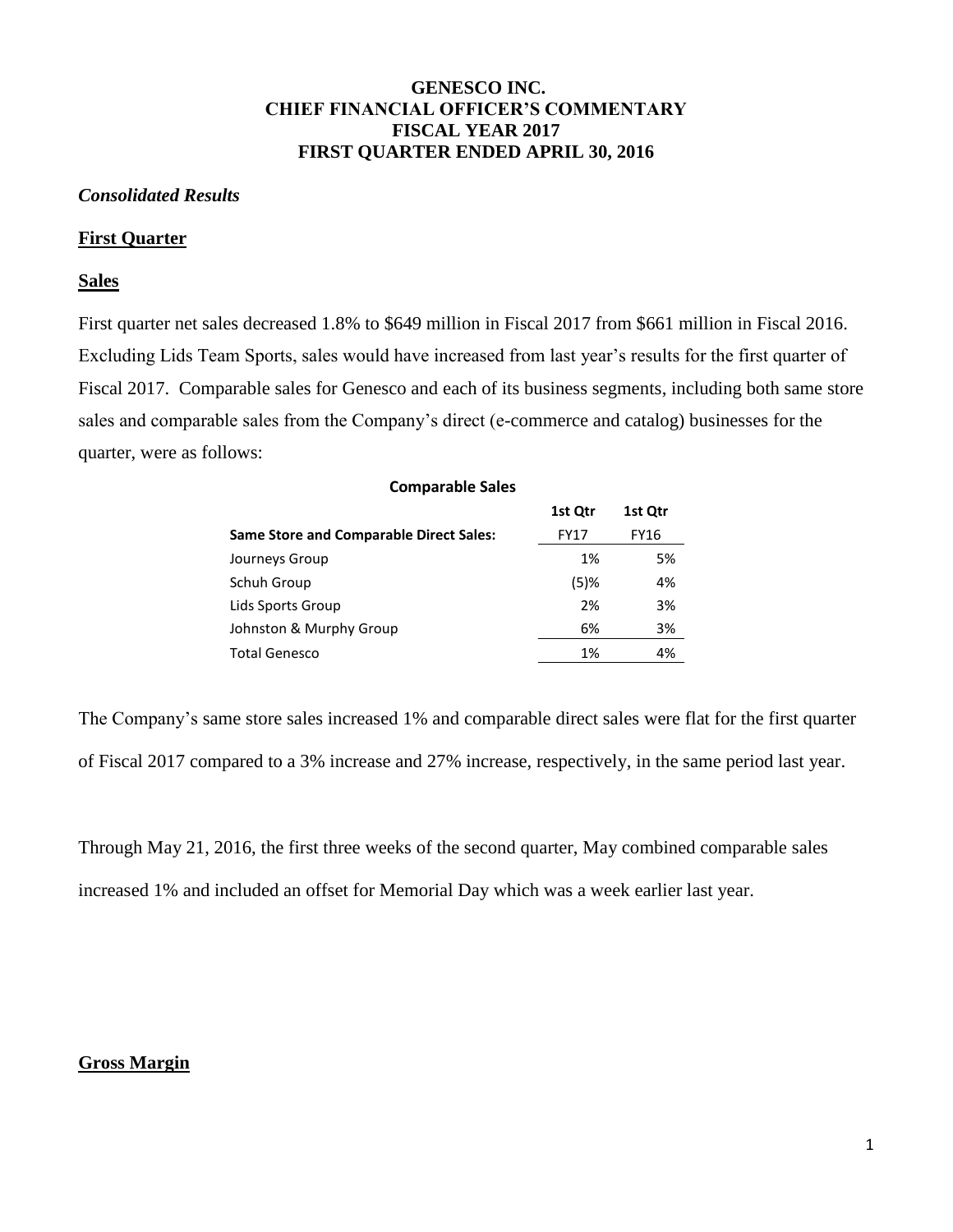# GENESCO INC.
# CHIEF FINANCIAL OFFICER'S COMMENTARY
# FISCAL YEAR 2017
# FIRST QUARTER ENDED APRIL 30, 2016

***Consolidated Results***

**First Quarter**

**Sales**

First quarter net sales decreased 1.8% to $649 million in Fiscal 2017 from $661 million in Fiscal 2016. Excluding Lids Team Sports, sales would have increased from last year's results for the first quarter of Fiscal 2017. Comparable sales for Genesco and each of its business segments, including both same store sales and comparable sales from the Company's direct (e-commerce and catalog) businesses for the quarter, were as follows:

**Comparable Sales**

| | 1st Qtr | 1st Qtr |
|---|---|---|
| **Same Store and Comparable Direct Sales:** | FY17 | FY16 |
| Journeys Group | 1% | 5% |
| Schuh Group | (5)% | 4% |
| Lids Sports Group | 2% | 3% |
| Johnston & Murphy Group | 6% | 3% |
| Total Genesco | 1% | 4% |

The Company's same store sales increased 1% and comparable direct sales were flat for the first quarter of Fiscal 2017 compared to a 3% increase and 27% increase, respectively, in the same period last year.

Through May 21, 2016, the first three weeks of the second quarter, May combined comparable sales increased 1% and included an offset for Memorial Day which was a week earlier last year.

**Gross Margin**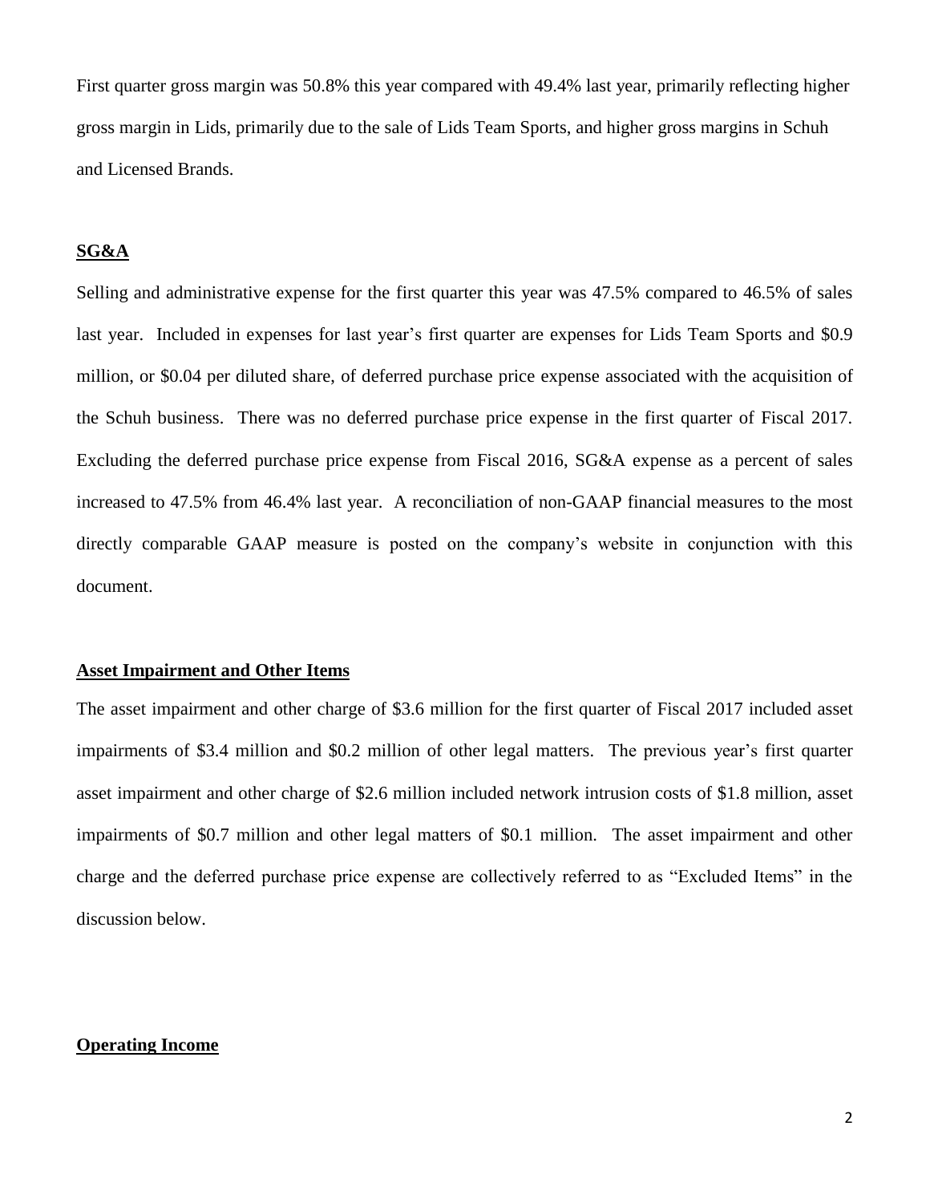First quarter gross margin was 50.8% this year compared with 49.4% last year, primarily reflecting higher gross margin in Lids, primarily due to the sale of Lids Team Sports, and higher gross margins in Schuh and Licensed Brands.

## SG&A

Selling and administrative expense for the first quarter this year was 47.5% compared to 46.5% of sales last year. Included in expenses for last year's first quarter are expenses for Lids Team Sports and $0.9 million, or $0.04 per diluted share, of deferred purchase price expense associated with the acquisition of the Schuh business. There was no deferred purchase price expense in the first quarter of Fiscal 2017. Excluding the deferred purchase price expense from Fiscal 2016, SG&A expense as a percent of sales increased to 47.5% from 46.4% last year. A reconciliation of non-GAAP financial measures to the most directly comparable GAAP measure is posted on the company's website in conjunction with this document.

## Asset Impairment and Other Items

The asset impairment and other charge of $3.6 million for the first quarter of Fiscal 2017 included asset impairments of $3.4 million and $0.2 million of other legal matters. The previous year's first quarter asset impairment and other charge of $2.6 million included network intrusion costs of $1.8 million, asset impairments of $0.7 million and other legal matters of $0.1 million. The asset impairment and other charge and the deferred purchase price expense are collectively referred to as "Excluded Items" in the discussion below.

## Operating Income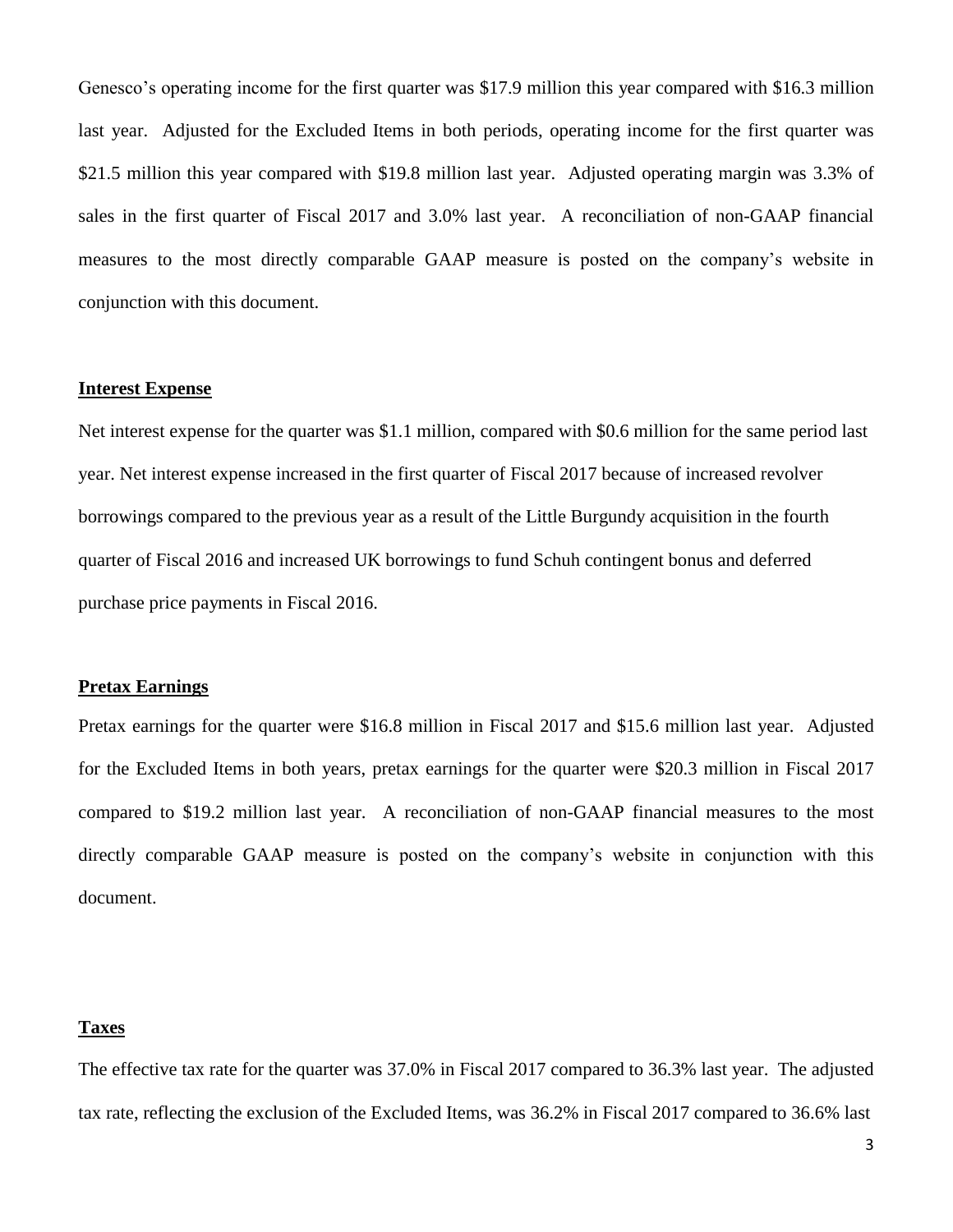Genesco's operating income for the first quarter was $17.9 million this year compared with $16.3 million last year. Adjusted for the Excluded Items in both periods, operating income for the first quarter was $21.5 million this year compared with $19.8 million last year. Adjusted operating margin was 3.3% of sales in the first quarter of Fiscal 2017 and 3.0% last year. A reconciliation of non-GAAP financial measures to the most directly comparable GAAP measure is posted on the company's website in conjunction with this document.

**Interest Expense**

Net interest expense for the quarter was $1.1 million, compared with $0.6 million for the same period last year. Net interest expense increased in the first quarter of Fiscal 2017 because of increased revolver borrowings compared to the previous year as a result of the Little Burgundy acquisition in the fourth quarter of Fiscal 2016 and increased UK borrowings to fund Schuh contingent bonus and deferred purchase price payments in Fiscal 2016.

**Pretax Earnings**

Pretax earnings for the quarter were $16.8 million in Fiscal 2017 and $15.6 million last year. Adjusted for the Excluded Items in both years, pretax earnings for the quarter were $20.3 million in Fiscal 2017 compared to $19.2 million last year. A reconciliation of non-GAAP financial measures to the most directly comparable GAAP measure is posted on the company's website in conjunction with this document.

**Taxes**

The effective tax rate for the quarter was 37.0% in Fiscal 2017 compared to 36.3% last year. The adjusted tax rate, reflecting the exclusion of the Excluded Items, was 36.2% in Fiscal 2017 compared to 36.6% last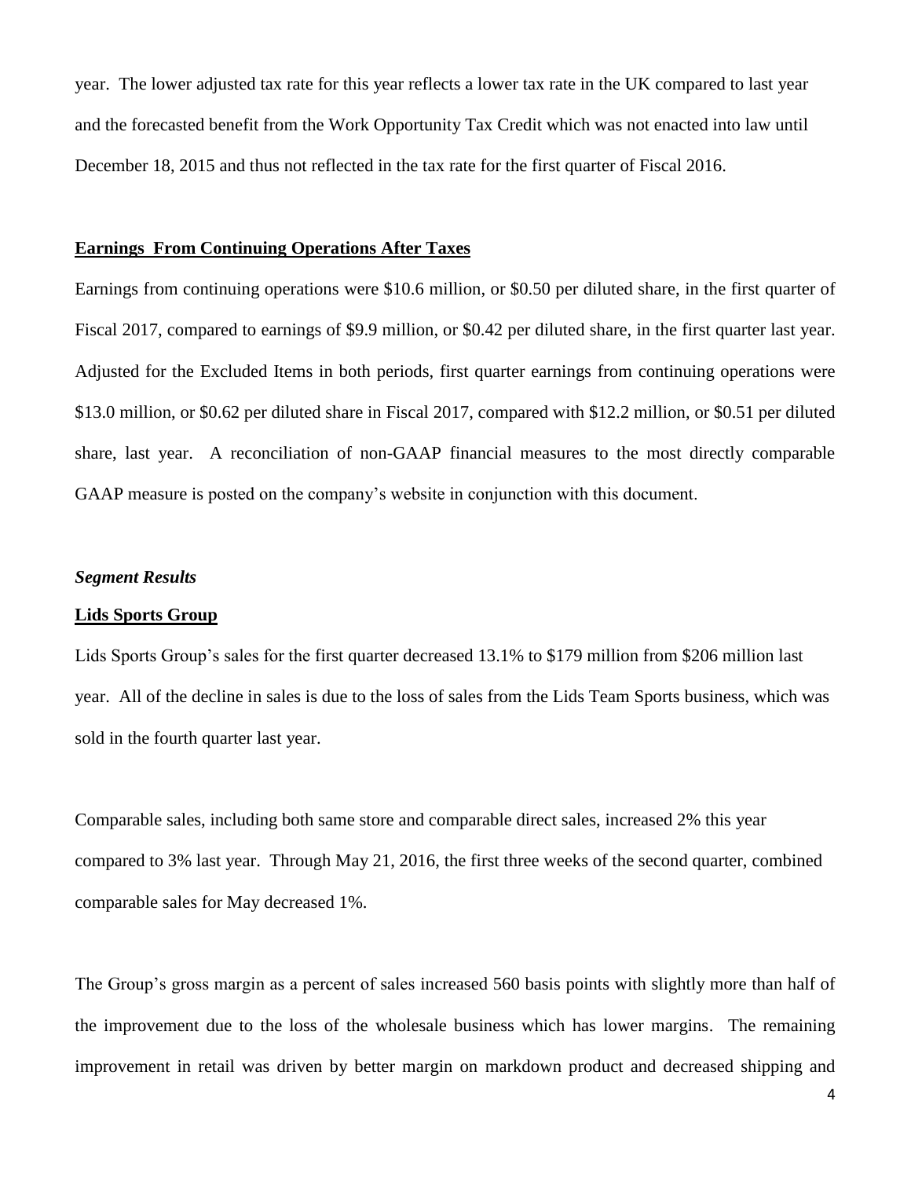year. The lower adjusted tax rate for this year reflects a lower tax rate in the UK compared to last year and the forecasted benefit from the Work Opportunity Tax Credit which was not enacted into law until December 18, 2015 and thus not reflected in the tax rate for the first quarter of Fiscal 2016.

**Earnings From Continuing Operations After Taxes**

Earnings from continuing operations were $10.6 million, or $0.50 per diluted share, in the first quarter of Fiscal 2017, compared to earnings of $9.9 million, or $0.42 per diluted share, in the first quarter last year. Adjusted for the Excluded Items in both periods, first quarter earnings from continuing operations were $13.0 million, or $0.62 per diluted share in Fiscal 2017, compared with $12.2 million, or $0.51 per diluted share, last year. A reconciliation of non-GAAP financial measures to the most directly comparable GAAP measure is posted on the company's website in conjunction with this document.

***Segment Results***

**Lids Sports Group**

Lids Sports Group's sales for the first quarter decreased 13.1% to $179 million from $206 million last year. All of the decline in sales is due to the loss of sales from the Lids Team Sports business, which was sold in the fourth quarter last year.

Comparable sales, including both same store and comparable direct sales, increased 2% this year compared to 3% last year. Through May 21, 2016, the first three weeks of the second quarter, combined comparable sales for May decreased 1%.

The Group's gross margin as a percent of sales increased 560 basis points with slightly more than half of the improvement due to the loss of the wholesale business which has lower margins. The remaining improvement in retail was driven by better margin on markdown product and decreased shipping and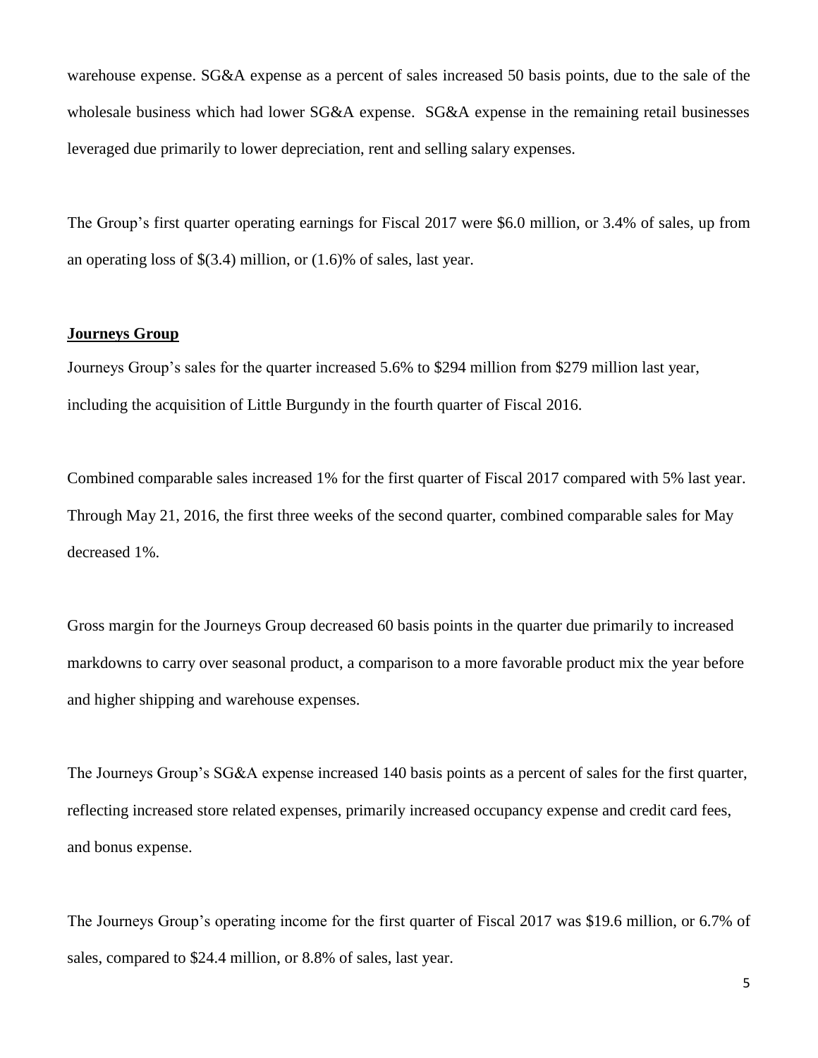warehouse expense. SG&A expense as a percent of sales increased 50 basis points, due to the sale of the wholesale business which had lower SG&A expense. SG&A expense in the remaining retail businesses leveraged due primarily to lower depreciation, rent and selling salary expenses.

The Group's first quarter operating earnings for Fiscal 2017 were $6.0 million, or 3.4% of sales, up from an operating loss of $(3.4) million, or (1.6)% of sales, last year.

**Journeys Group**

Journeys Group's sales for the quarter increased 5.6% to $294 million from $279 million last year, including the acquisition of Little Burgundy in the fourth quarter of Fiscal 2016.

Combined comparable sales increased 1% for the first quarter of Fiscal 2017 compared with 5% last year. Through May 21, 2016, the first three weeks of the second quarter, combined comparable sales for May decreased 1%.

Gross margin for the Journeys Group decreased 60 basis points in the quarter due primarily to increased markdowns to carry over seasonal product, a comparison to a more favorable product mix the year before and higher shipping and warehouse expenses.

The Journeys Group's SG&A expense increased 140 basis points as a percent of sales for the first quarter, reflecting increased store related expenses, primarily increased occupancy expense and credit card fees, and bonus expense.

The Journeys Group's operating income for the first quarter of Fiscal 2017 was $19.6 million, or 6.7% of sales, compared to $24.4 million, or 8.8% of sales, last year.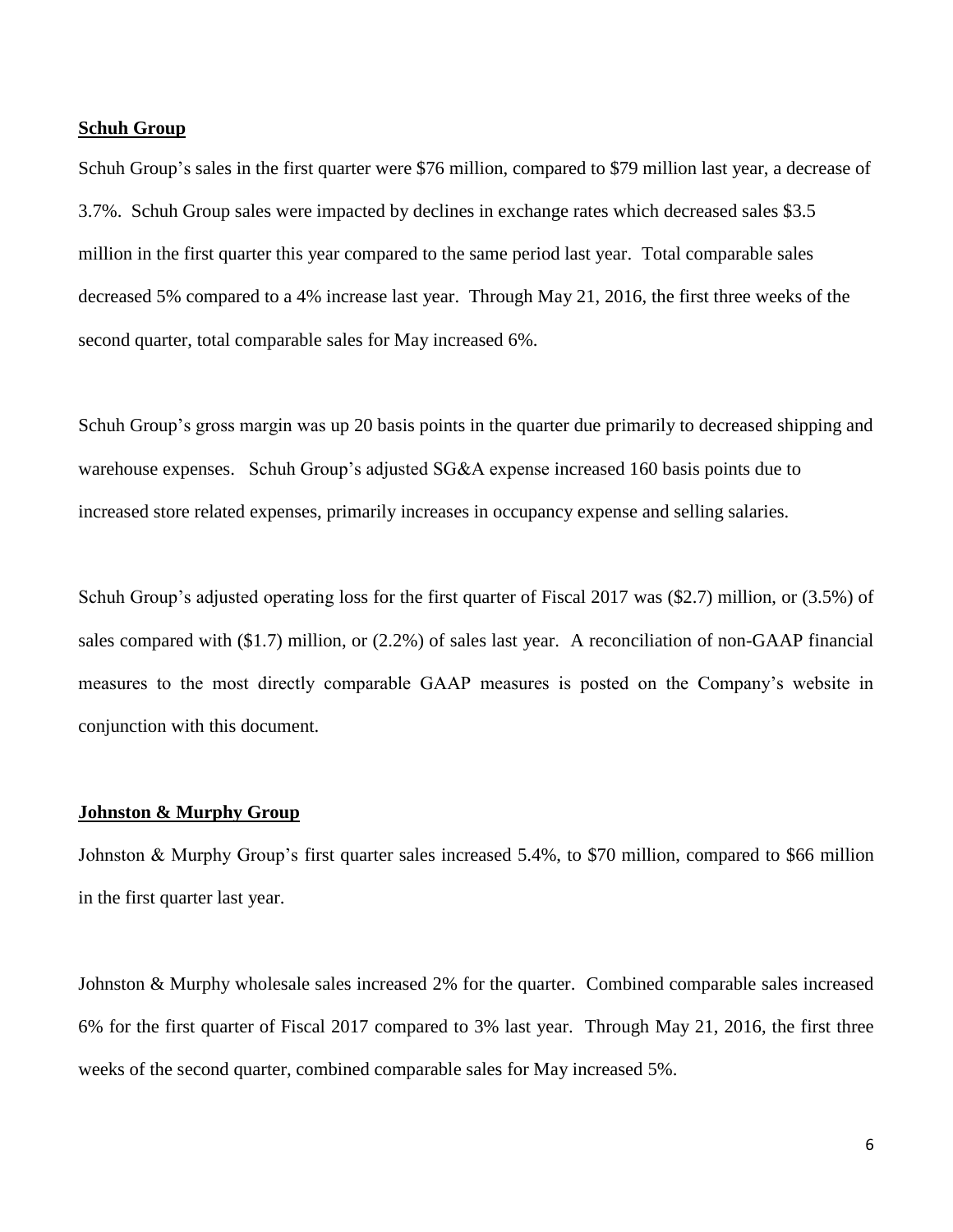**Schuh Group**

Schuh Group's sales in the first quarter were $76 million, compared to $79 million last year, a decrease of 3.7%. Schuh Group sales were impacted by declines in exchange rates which decreased sales $3.5 million in the first quarter this year compared to the same period last year. Total comparable sales decreased 5% compared to a 4% increase last year. Through May 21, 2016, the first three weeks of the second quarter, total comparable sales for May increased 6%.

Schuh Group's gross margin was up 20 basis points in the quarter due primarily to decreased shipping and warehouse expenses. Schuh Group's adjusted SG&A expense increased 160 basis points due to increased store related expenses, primarily increases in occupancy expense and selling salaries.

Schuh Group's adjusted operating loss for the first quarter of Fiscal 2017 was ($2.7) million, or (3.5%) of sales compared with ($1.7) million, or (2.2%) of sales last year. A reconciliation of non-GAAP financial measures to the most directly comparable GAAP measures is posted on the Company's website in conjunction with this document.

**Johnston & Murphy Group**

Johnston & Murphy Group's first quarter sales increased 5.4%, to $70 million, compared to $66 million in the first quarter last year.

Johnston & Murphy wholesale sales increased 2% for the quarter. Combined comparable sales increased 6% for the first quarter of Fiscal 2017 compared to 3% last year. Through May 21, 2016, the first three weeks of the second quarter, combined comparable sales for May increased 5%.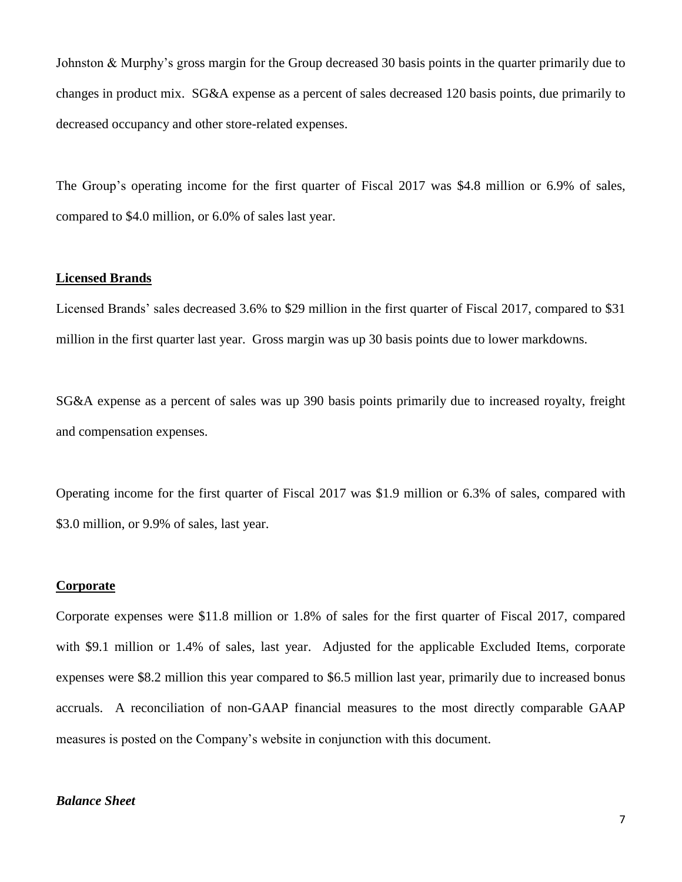Johnston & Murphy's gross margin for the Group decreased 30 basis points in the quarter primarily due to changes in product mix. SG&A expense as a percent of sales decreased 120 basis points, due primarily to decreased occupancy and other store-related expenses.

The Group's operating income for the first quarter of Fiscal 2017 was $4.8 million or 6.9% of sales, compared to $4.0 million, or 6.0% of sales last year.

**Licensed Brands**

Licensed Brands' sales decreased 3.6% to $29 million in the first quarter of Fiscal 2017, compared to $31 million in the first quarter last year. Gross margin was up 30 basis points due to lower markdowns.

SG&A expense as a percent of sales was up 390 basis points primarily due to increased royalty, freight and compensation expenses.

Operating income for the first quarter of Fiscal 2017 was $1.9 million or 6.3% of sales, compared with $3.0 million, or 9.9% of sales, last year.

**Corporate**

Corporate expenses were $11.8 million or 1.8% of sales for the first quarter of Fiscal 2017, compared with $9.1 million or 1.4% of sales, last year. Adjusted for the applicable Excluded Items, corporate expenses were $8.2 million this year compared to $6.5 million last year, primarily due to increased bonus accruals. A reconciliation of non-GAAP financial measures to the most directly comparable GAAP measures is posted on the Company's website in conjunction with this document.

***Balance Sheet***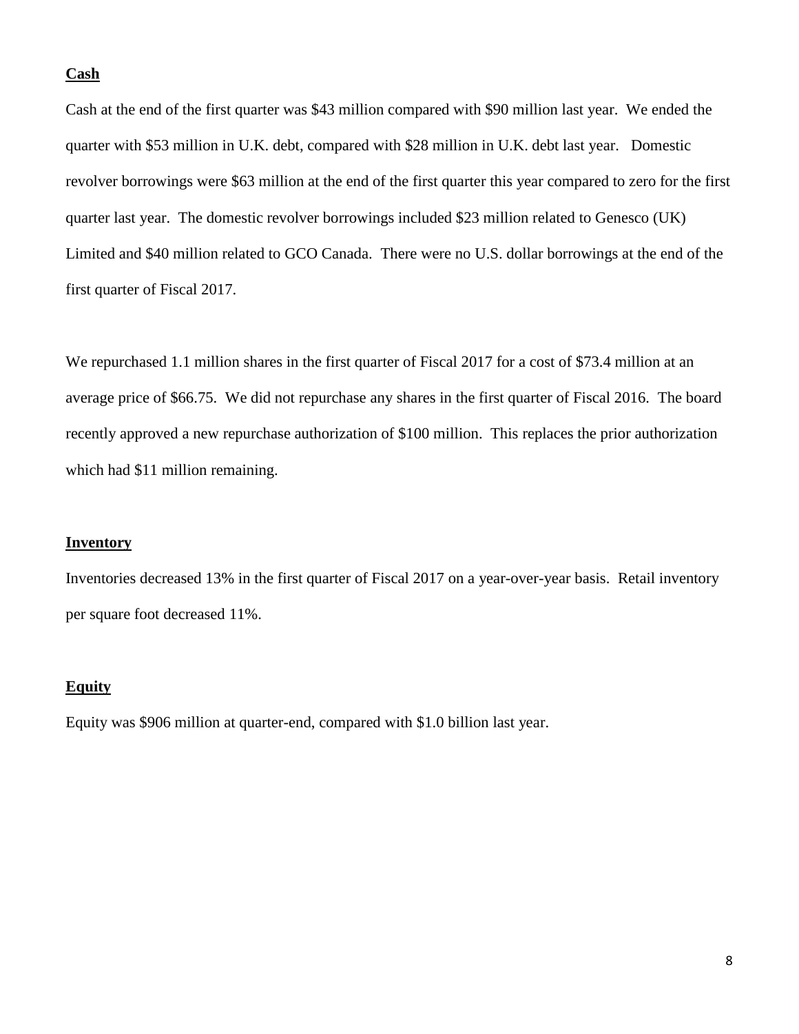**Cash**

Cash at the end of the first quarter was $43 million compared with $90 million last year. We ended the quarter with $53 million in U.K. debt, compared with $28 million in U.K. debt last year. Domestic revolver borrowings were $63 million at the end of the first quarter this year compared to zero for the first quarter last year. The domestic revolver borrowings included $23 million related to Genesco (UK) Limited and $40 million related to GCO Canada. There were no U.S. dollar borrowings at the end of the first quarter of Fiscal 2017.

We repurchased 1.1 million shares in the first quarter of Fiscal 2017 for a cost of $73.4 million at an average price of $66.75. We did not repurchase any shares in the first quarter of Fiscal 2016. The board recently approved a new repurchase authorization of $100 million. This replaces the prior authorization which had $11 million remaining.

**Inventory**

Inventories decreased 13% in the first quarter of Fiscal 2017 on a year-over-year basis. Retail inventory per square foot decreased 11%.

**Equity**

Equity was $906 million at quarter-end, compared with $1.0 billion last year.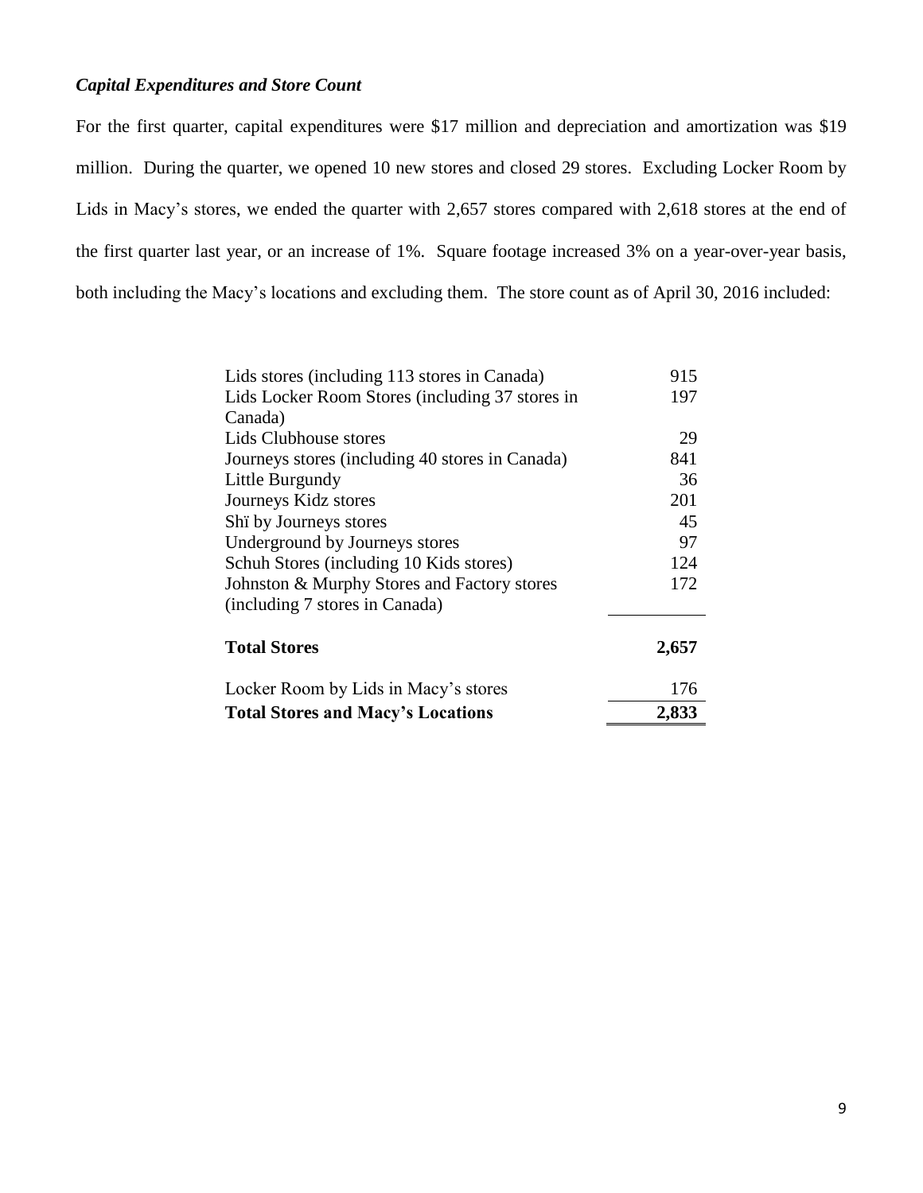***Capital Expenditures and Store Count***

For the first quarter, capital expenditures were $17 million and depreciation and amortization was $19 million. During the quarter, we opened 10 new stores and closed 29 stores. Excluding Locker Room by Lids in Macy's stores, we ended the quarter with 2,657 stores compared with 2,618 stores at the end of the first quarter last year, or an increase of 1%. Square footage increased 3% on a year-over-year basis, both including the Macy's locations and excluding them. The store count as of April 30, 2016 included:

| | |
|---|---|
| Lids stores (including 113 stores in Canada) | 915 |
| Lids Locker Room Stores (including 37 stores in Canada) | 197 |
| Lids Clubhouse stores | 29 |
| Journeys stores (including 40 stores in Canada) | 841 |
| Little Burgundy | 36 |
| Journeys Kidz stores | 201 |
| Shï by Journeys stores | 45 |
| Underground by Journeys stores | 97 |
| Schuh Stores (including 10 Kids stores) | 124 |
| Johnston & Murphy Stores and Factory stores (including 7 stores in Canada) | 172 |
| **Total Stores** | **2,657** |
| Locker Room by Lids in Macy's stores | 176 |
| **Total Stores and Macy's Locations** | **2,833** |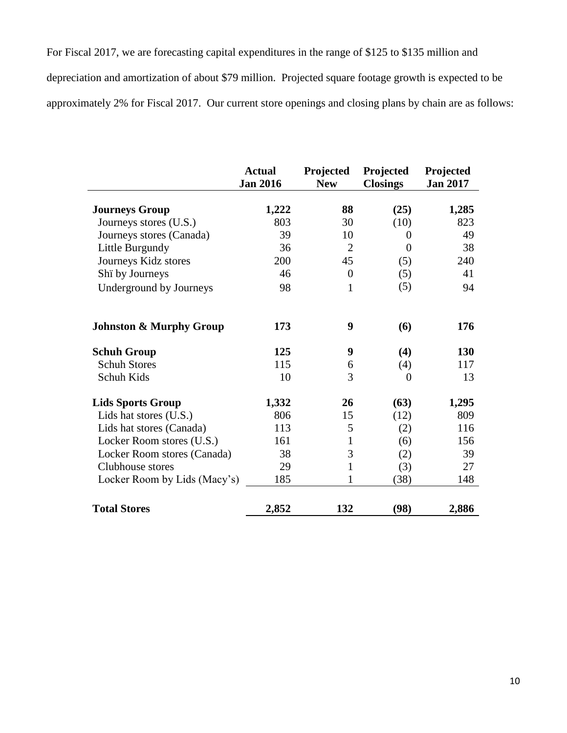For Fiscal 2017, we are forecasting capital expenditures in the range of $125 to $135 million and depreciation and amortization of about $79 million. Projected square footage growth is expected to be approximately 2% for Fiscal 2017. Our current store openings and closing plans by chain are as follows:

| | Actual Jan 2016 | Projected New | Projected Closings | Projected Jan 2017 |
|---|---|---|---|---|
| **Journeys Group** | **1,222** | **88** | **(25)** | **1,285** |
| Journeys stores (U.S.) | 803 | 30 | (10) | 823 |
| Journeys stores (Canada) | 39 | 10 | 0 | 49 |
| Little Burgundy | 36 | 2 | 0 | 38 |
| Journeys Kidz stores | 200 | 45 | (5) | 240 |
| Shï by Journeys | 46 | 0 | (5) | 41 |
| Underground by Journeys | 98 | 1 | (5) | 94 |
| **Johnston & Murphy Group** | **173** | **9** | **(6)** | **176** |
| **Schuh Group** | **125** | **9** | **(4)** | **130** |
| Schuh Stores | 115 | 6 | (4) | 117 |
| Schuh Kids | 10 | 3 | 0 | 13 |
| **Lids Sports Group** | **1,332** | **26** | **(63)** | **1,295** |
| Lids hat stores (U.S.) | 806 | 15 | (12) | 809 |
| Lids hat stores (Canada) | 113 | 5 | (2) | 116 |
| Locker Room stores (U.S.) | 161 | 1 | (6) | 156 |
| Locker Room stores (Canada) | 38 | 3 | (2) | 39 |
| Clubhouse stores | 29 | 1 | (3) | 27 |
| Locker Room by Lids (Macy's) | 185 | 1 | (38) | 148 |
| **Total Stores** | **2,852** | **132** | **(98)** | **2,886** |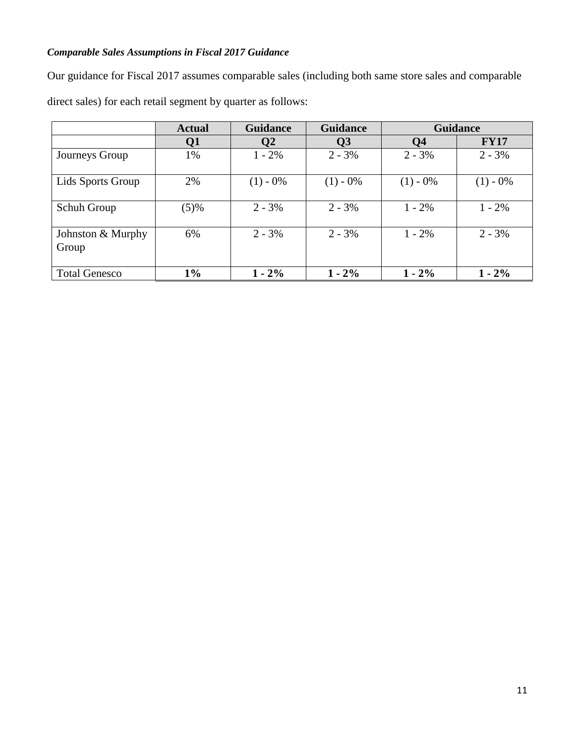***Comparable Sales Assumptions in Fiscal 2017 Guidance***

Our guidance for Fiscal 2017 assumes comparable sales (including both same store sales and comparable direct sales) for each retail segment by quarter as follows:

| | **Actual** | **Guidance** | **Guidance** | **Guidance** | |
|---|---|---|---|---|---|
| | **Q1** | **Q2** | **Q3** | **Q4** | **FY17** |
| Journeys Group | 1% | 1 - 2% | 2 - 3% | 2 - 3% | 2 - 3% |
| Lids Sports Group | 2% | (1) - 0% | (1) - 0% | (1) - 0% | (1) - 0% |
| Schuh Group | (5)% | 2 - 3% | 2 - 3% | 1 - 2% | 1 - 2% |
| Johnston & Murphy Group | 6% | 2 - 3% | 2 - 3% | 1 - 2% | 2 - 3% |
| Total Genesco | **1%** | **1 - 2%** | **1 - 2%** | **1 - 2%** | **1 - 2%** |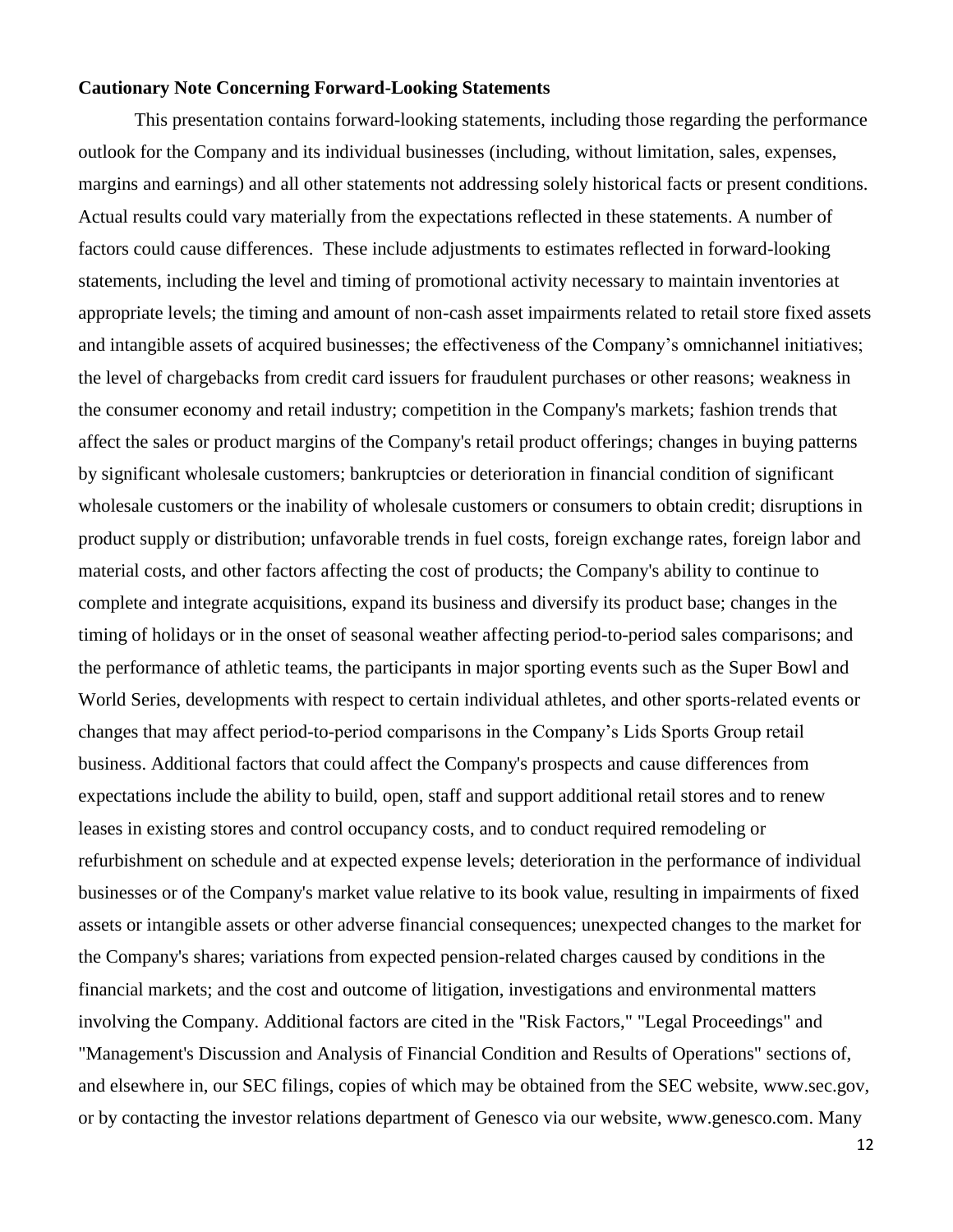**Cautionary Note Concerning Forward-Looking Statements**

This presentation contains forward-looking statements, including those regarding the performance outlook for the Company and its individual businesses (including, without limitation, sales, expenses, margins and earnings) and all other statements not addressing solely historical facts or present conditions. Actual results could vary materially from the expectations reflected in these statements. A number of factors could cause differences. These include adjustments to estimates reflected in forward-looking statements, including the level and timing of promotional activity necessary to maintain inventories at appropriate levels; the timing and amount of non-cash asset impairments related to retail store fixed assets and intangible assets of acquired businesses; the effectiveness of the Company's omnichannel initiatives; the level of chargebacks from credit card issuers for fraudulent purchases or other reasons; weakness in the consumer economy and retail industry; competition in the Company's markets; fashion trends that affect the sales or product margins of the Company's retail product offerings; changes in buying patterns by significant wholesale customers; bankruptcies or deterioration in financial condition of significant wholesale customers or the inability of wholesale customers or consumers to obtain credit; disruptions in product supply or distribution; unfavorable trends in fuel costs, foreign exchange rates, foreign labor and material costs, and other factors affecting the cost of products; the Company's ability to continue to complete and integrate acquisitions, expand its business and diversify its product base; changes in the timing of holidays or in the onset of seasonal weather affecting period-to-period sales comparisons; and the performance of athletic teams, the participants in major sporting events such as the Super Bowl and World Series, developments with respect to certain individual athletes, and other sports-related events or changes that may affect period-to-period comparisons in the Company's Lids Sports Group retail business. Additional factors that could affect the Company's prospects and cause differences from expectations include the ability to build, open, staff and support additional retail stores and to renew leases in existing stores and control occupancy costs, and to conduct required remodeling or refurbishment on schedule and at expected expense levels; deterioration in the performance of individual businesses or of the Company's market value relative to its book value, resulting in impairments of fixed assets or intangible assets or other adverse financial consequences; unexpected changes to the market for the Company's shares; variations from expected pension-related charges caused by conditions in the financial markets; and the cost and outcome of litigation, investigations and environmental matters involving the Company. Additional factors are cited in the "Risk Factors," "Legal Proceedings" and "Management's Discussion and Analysis of Financial Condition and Results of Operations" sections of, and elsewhere in, our SEC filings, copies of which may be obtained from the SEC website, www.sec.gov, or by contacting the investor relations department of Genesco via our website, www.genesco.com. Many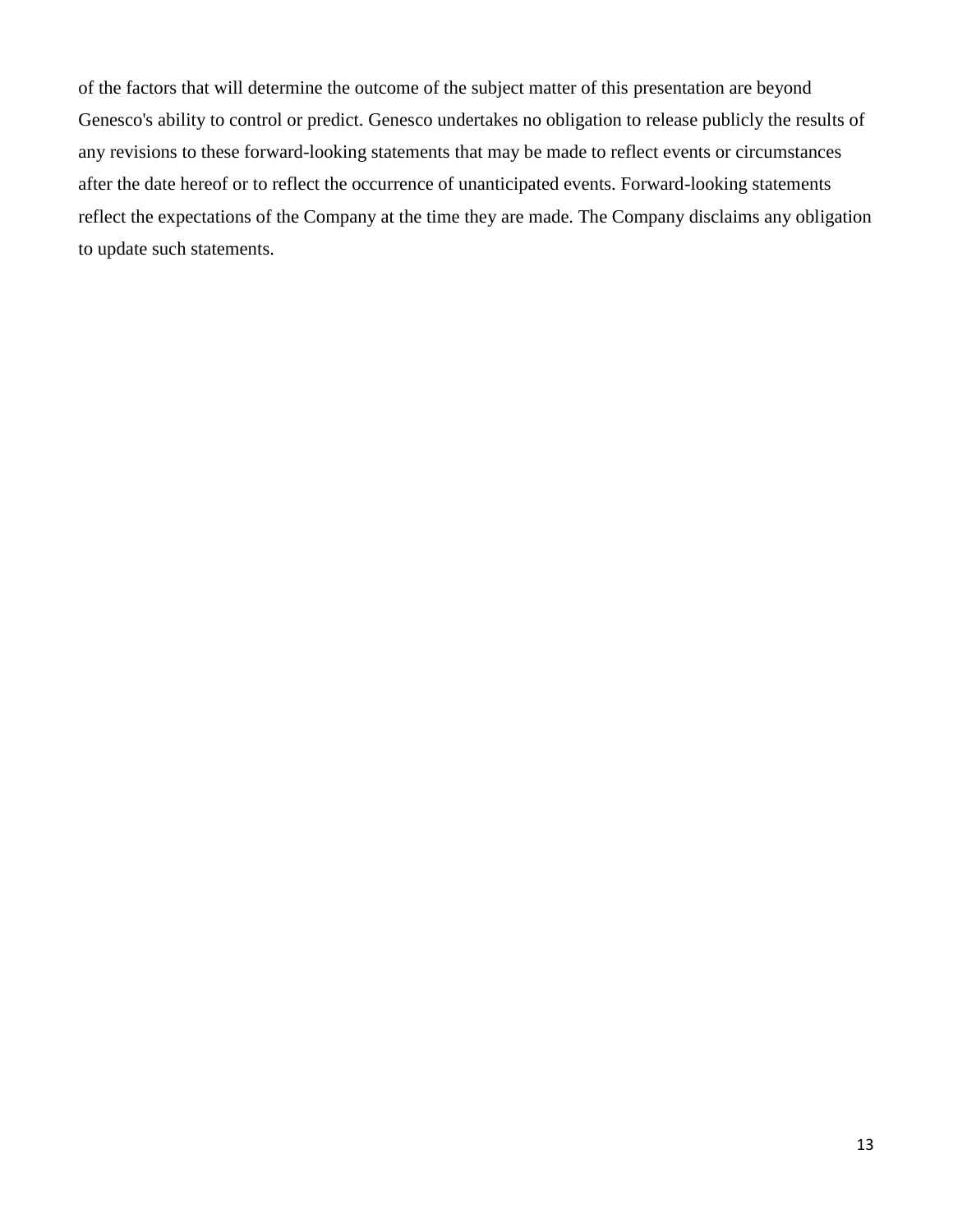of the factors that will determine the outcome of the subject matter of this presentation are beyond Genesco's ability to control or predict. Genesco undertakes no obligation to release publicly the results of any revisions to these forward-looking statements that may be made to reflect events or circumstances after the date hereof or to reflect the occurrence of unanticipated events. Forward-looking statements reflect the expectations of the Company at the time they are made. The Company disclaims any obligation to update such statements.